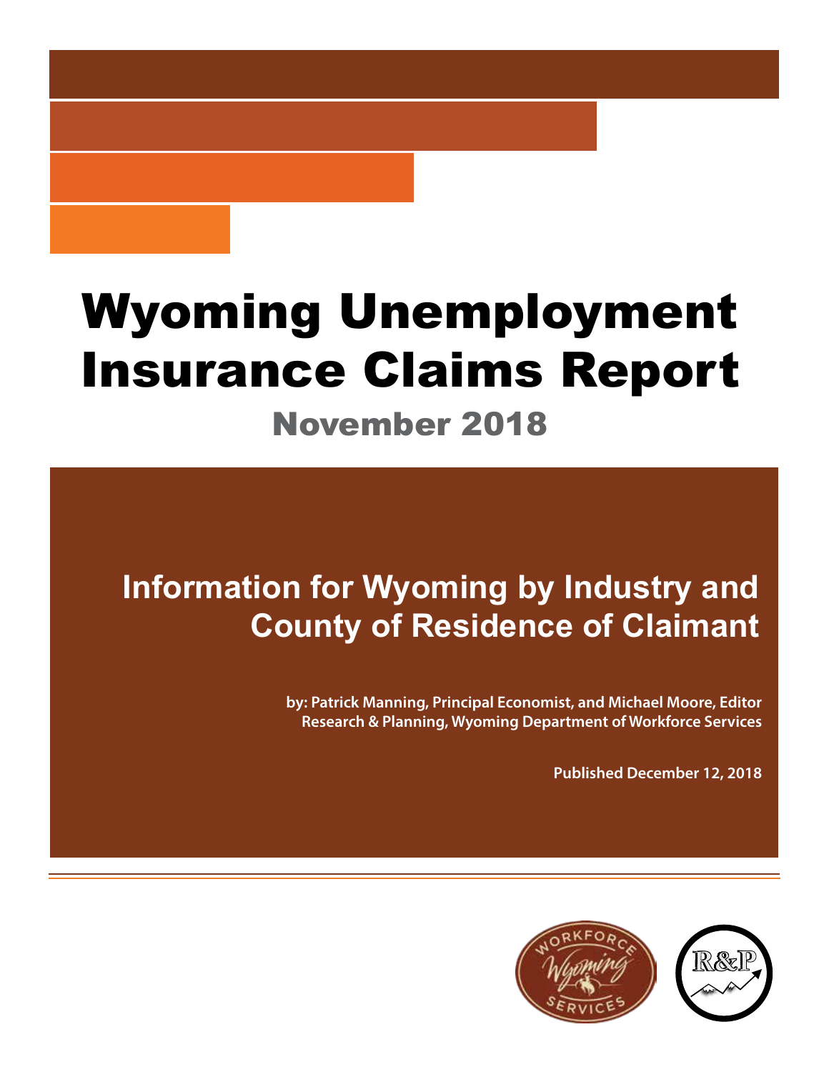# Wyoming Unemployment Insurance Claims Report

## November 2018

## Information for Wyoming by Industry and County of Residence of Claimant

**by: Patrick Manning, Principal Economist, and Michael Moore, Editor**
**Research & Planning, Wyoming Department of Workforce Services**

**Published December 12, 2018**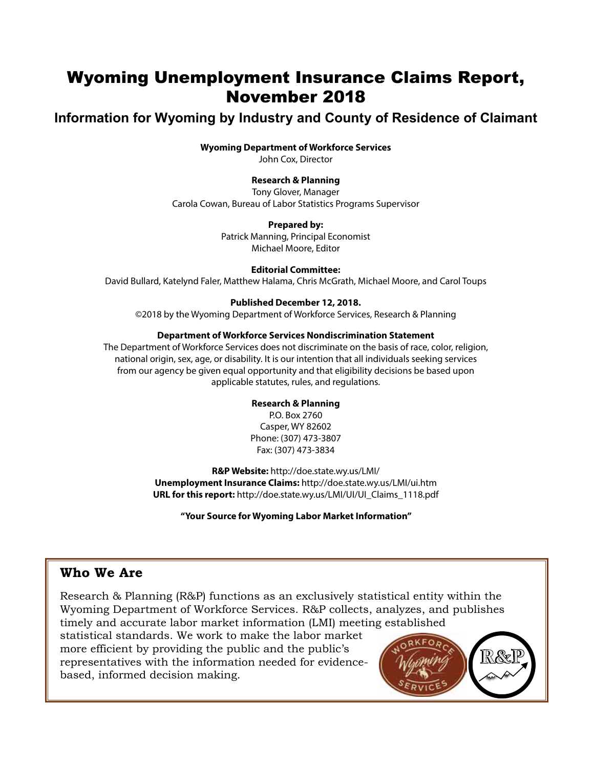# Wyoming Unemployment Insurance Claims Report, November 2018

## Information for Wyoming by Industry and County of Residence of Claimant

**Wyoming Department of Workforce Services**
John Cox, Director

**Research & Planning**
Tony Glover, Manager
Carola Cowan, Bureau of Labor Statistics Programs Supervisor

**Prepared by:**
Patrick Manning, Principal Economist
Michael Moore, Editor

**Editorial Committee:**
David Bullard, Katelynd Faler, Matthew Halama, Chris McGrath, Michael Moore, and Carol Toups

**Published December 12, 2018.**
©2018 by the Wyoming Department of Workforce Services, Research & Planning

**Department of Workforce Services Nondiscrimination Statement**
The Department of Workforce Services does not discriminate on the basis of race, color, religion, national origin, sex, age, or disability. It is our intention that all individuals seeking services from our agency be given equal opportunity and that eligibility decisions be based upon applicable statutes, rules, and regulations.

**Research & Planning**
P.O. Box 2760
Casper, WY 82602
Phone: (307) 473-3807
Fax: (307) 473-3834

**R&P Website:** http://doe.state.wy.us/LMI/
**Unemployment Insurance Claims:** http://doe.state.wy.us/LMI/ui.htm
**URL for this report:** http://doe.state.wy.us/LMI/UI/UI_Claims_1118.pdf

**"Your Source for Wyoming Labor Market Information"**

### Who We Are

Research & Planning (R&P) functions as an exclusively statistical entity within the Wyoming Department of Workforce Services. R&P collects, analyzes, and publishes timely and accurate labor market information (LMI) meeting established statistical standards. We work to make the labor market more efficient by providing the public and the public's representatives with the information needed for evidence-based, informed decision making.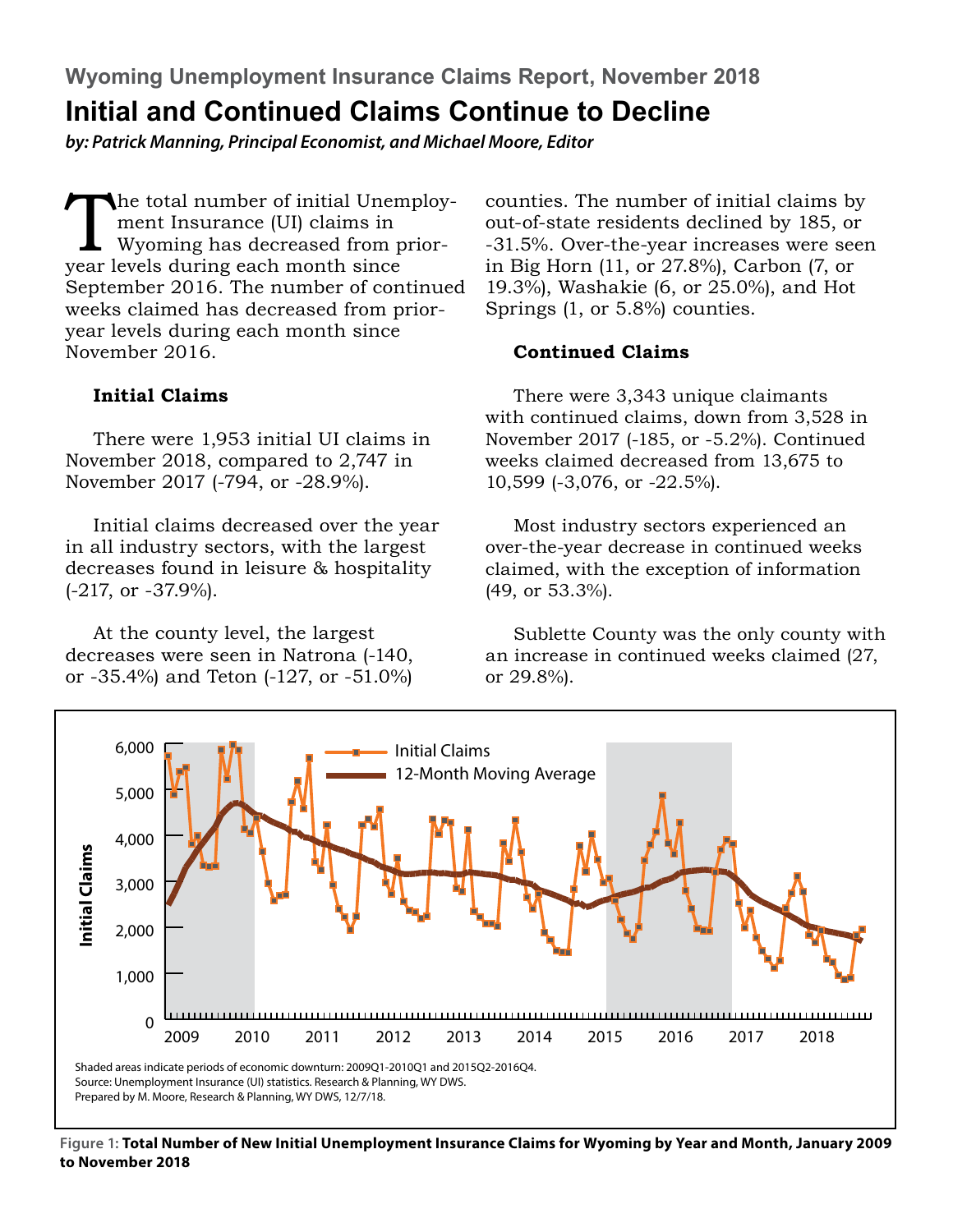Wyoming Unemployment Insurance Claims Report, November 2018

# Initial and Continued Claims Continue to Decline

*by: Patrick Manning, Principal Economist, and Michael Moore, Editor*

The total number of initial Unemployment Insurance (UI) claims in Wyoming has decreased from prior-year levels during each month since September 2016. The number of continued weeks claimed has decreased from prior-year levels during each month since November 2016.

## Initial Claims

There were 1,953 initial UI claims in November 2018, compared to 2,747 in November 2017 (-794, or -28.9%).

Initial claims decreased over the year in all industry sectors, with the largest decreases found in leisure & hospitality (-217, or -37.9%).

At the county level, the largest decreases were seen in Natrona (-140, or -35.4%) and Teton (-127, or -51.0%) counties. The number of initial claims by out-of-state residents declined by 185, or -31.5%. Over-the-year increases were seen in Big Horn (11, or 27.8%), Carbon (7, or 19.3%), Washakie (6, or 25.0%), and Hot Springs (1, or 5.8%) counties.

## Continued Claims

There were 3,343 unique claimants with continued claims, down from 3,528 in November 2017 (-185, or -5.2%). Continued weeks claimed decreased from 13,675 to 10,599 (-3,076, or -22.5%).

Most industry sectors experienced an over-the-year decrease in continued weeks claimed, with the exception of information (49, or 53.3%).

Sublette County was the only county with an increase in continued weeks claimed (27, or 29.8%).

Shaded areas indicate periods of economic downturn: 2009Q1-2010Q1 and 2015Q2-2016Q4.
Source: Unemployment Insurance (UI) statistics. Research & Planning, WY DWS.
Prepared by M. Moore, Research & Planning, WY DWS, 12/7/18.

**Figure 1: Total Number of New Initial Unemployment Insurance Claims for Wyoming by Year and Month, January 2009 to November 2018**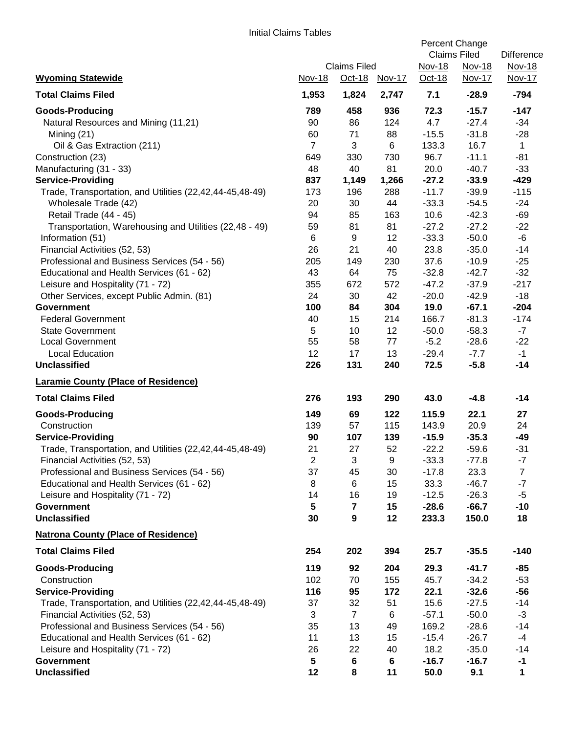Initial Claims Tables

| Wyoming Statewide | Claims Filed Nov-18 | Claims Filed Oct-18 | Claims Filed Nov-17 | Percent Change Claims Filed Nov-18 Oct-18 | Percent Change Claims Filed Nov-18 Nov-17 | Difference Nov-18 Nov-17 |
|---|---|---|---|---|---|---|
| **Total Claims Filed** | **1,953** | **1,824** | **2,747** | **7.1** | **-28.9** | **-794** |
| **Goods-Producing** | **789** | **458** | **936** | **72.3** | **-15.7** | **-147** |
| Natural Resources and Mining (11,21) | 90 | 86 | 124 | 4.7 | -27.4 | -34 |
| Mining (21) | 60 | 71 | 88 | -15.5 | -31.8 | -28 |
| Oil & Gas Extraction (211) | 7 | 3 | 6 | 133.3 | 16.7 | 1 |
| Construction (23) | 649 | 330 | 730 | 96.7 | -11.1 | -81 |
| Manufacturing (31 - 33) | 48 | 40 | 81 | 20.0 | -40.7 | -33 |
| **Service-Providing** | **837** | **1,149** | **1,266** | **-27.2** | **-33.9** | **-429** |
| Trade, Transportation, and Utilities (22,42,44-45,48-49) | 173 | 196 | 288 | -11.7 | -39.9 | -115 |
| Wholesale Trade (42) | 20 | 30 | 44 | -33.3 | -54.5 | -24 |
| Retail Trade (44 - 45) | 94 | 85 | 163 | 10.6 | -42.3 | -69 |
| Transportation, Warehousing and Utilities (22,48 - 49) | 59 | 81 | 81 | -27.2 | -27.2 | -22 |
| Information (51) | 6 | 9 | 12 | -33.3 | -50.0 | -6 |
| Financial Activities (52, 53) | 26 | 21 | 40 | 23.8 | -35.0 | -14 |
| Professional and Business Services (54 - 56) | 205 | 149 | 230 | 37.6 | -10.9 | -25 |
| Educational and Health Services (61 - 62) | 43 | 64 | 75 | -32.8 | -42.7 | -32 |
| Leisure and Hospitality (71 - 72) | 355 | 672 | 572 | -47.2 | -37.9 | -217 |
| Other Services, except Public Admin. (81) | 24 | 30 | 42 | -20.0 | -42.9 | -18 |
| **Government** | **100** | **84** | **304** | **19.0** | **-67.1** | **-204** |
| Federal Government | 40 | 15 | 214 | 166.7 | -81.3 | -174 |
| State Government | 5 | 10 | 12 | -50.0 | -58.3 | -7 |
| Local Government | 55 | 58 | 77 | -5.2 | -28.6 | -22 |
| Local Education | 12 | 17 | 13 | -29.4 | -7.7 | -1 |
| **Unclassified** | **226** | **131** | **240** | **72.5** | **-5.8** | **-14** |

| Laramie County (Place of Residence) | Nov-18 | Oct-18 | Nov-17 | Nov-18 / Oct-18 | Nov-18 / Nov-17 | Difference Nov-18 / Nov-17 |
|---|---|---|---|---|---|---|
| **Total Claims Filed** | **276** | **193** | **290** | **43.0** | **-4.8** | **-14** |
| **Goods-Producing** | **149** | **69** | **122** | **115.9** | **22.1** | **27** |
| Construction | 139 | 57 | 115 | 143.9 | 20.9 | 24 |
| **Service-Providing** | **90** | **107** | **139** | **-15.9** | **-35.3** | **-49** |
| Trade, Transportation, and Utilities (22,42,44-45,48-49) | 21 | 27 | 52 | -22.2 | -59.6 | -31 |
| Financial Activities (52, 53) | 2 | 3 | 9 | -33.3 | -77.8 | -7 |
| Professional and Business Services (54 - 56) | 37 | 45 | 30 | -17.8 | 23.3 | 7 |
| Educational and Health Services (61 - 62) | 8 | 6 | 15 | 33.3 | -46.7 | -7 |
| Leisure and Hospitality (71 - 72) | 14 | 16 | 19 | -12.5 | -26.3 | -5 |
| **Government** | **5** | **7** | **15** | **-28.6** | **-66.7** | **-10** |
| **Unclassified** | **30** | **9** | **12** | **233.3** | **150.0** | **18** |

| Natrona County (Place of Residence) | Nov-18 | Oct-18 | Nov-17 | Nov-18 / Oct-18 | Nov-18 / Nov-17 | Difference Nov-18 / Nov-17 |
|---|---|---|---|---|---|---|
| **Total Claims Filed** | **254** | **202** | **394** | **25.7** | **-35.5** | **-140** |
| **Goods-Producing** | **119** | **92** | **204** | **29.3** | **-41.7** | **-85** |
| Construction | 102 | 70 | 155 | 45.7 | -34.2 | -53 |
| **Service-Providing** | **116** | **95** | **172** | **22.1** | **-32.6** | **-56** |
| Trade, Transportation, and Utilities (22,42,44-45,48-49) | 37 | 32 | 51 | 15.6 | -27.5 | -14 |
| Financial Activities (52, 53) | 3 | 7 | 6 | -57.1 | -50.0 | -3 |
| Professional and Business Services (54 - 56) | 35 | 13 | 49 | 169.2 | -28.6 | -14 |
| Educational and Health Services (61 - 62) | 11 | 13 | 15 | -15.4 | -26.7 | -4 |
| Leisure and Hospitality (71 - 72) | 26 | 22 | 40 | 18.2 | -35.0 | -14 |
| **Government** | **5** | **6** | **6** | **-16.7** | **-16.7** | **-1** |
| **Unclassified** | **12** | **8** | **11** | **50.0** | **9.1** | **1** |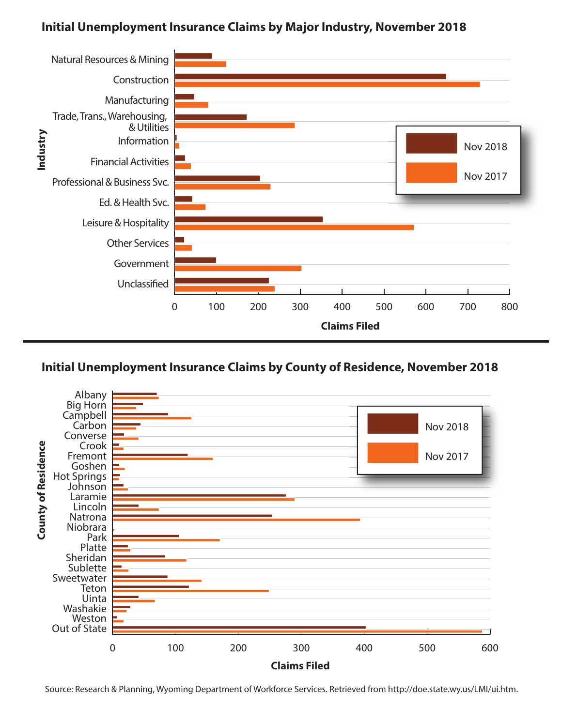## Initial Unemployment Insurance Claims by Major Industry, November 2018

Industry: Natural Resources & Mining; Construction; Manufacturing; Trade, Trans., Warehousing, & Utilities; Information; Financial Activities; Professional & Business Svc.; Ed. & Health Svc.; Leisure & Hospitality; Other Services; Government; Unclassified

Legend: Nov 2018; Nov 2017

Claims Filed: 0, 100, 200, 300, 400, 500, 600, 700, 800

## Initial Unemployment Insurance Claims by County of Residence, November 2018

County of Residence: Albany; Big Horn; Campbell; Carbon; Converse; Crook; Fremont; Goshen; Hot Springs; Johnson; Laramie; Lincoln; Natrona; Niobrara; Park; Platte; Sheridan; Sublette; Sweetwater; Teton; Uinta; Washakie; Weston; Out of State

Legend: Nov 2018; Nov 2017

Claims Filed: 0, 100, 200, 300, 400, 500, 600

Source: Research & Planning, Wyoming Department of Workforce Services. Retrieved from http://doe.state.wy.us/LMI/ui.htm.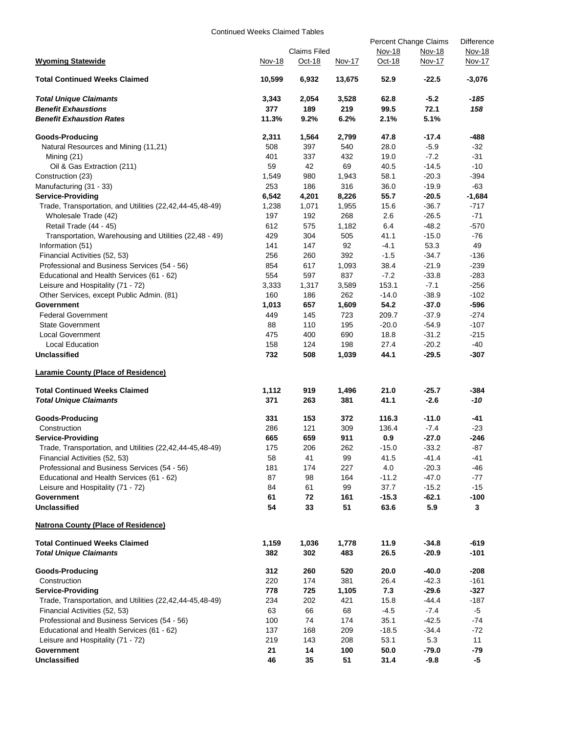Continued Weeks Claimed Tables

| Wyoming Statewide | Claims Filed Nov-18 | Claims Filed Oct-18 | Claims Filed Nov-17 | Percent Change Claims Nov-18 Oct-18 | Percent Change Claims Nov-18 Nov-17 | Difference Nov-18 Nov-17 |
|---|---|---|---|---|---|---|
| **Total Continued Weeks Claimed** | **10,599** | **6,932** | **13,675** | **52.9** | **-22.5** | **-3,076** |
| ***Total Unique Claimants*** | **3,343** | **2,054** | **3,528** | **62.8** | **-5.2** | ***-185*** |
| ***Benefit Exhaustions*** | **377** | **189** | **219** | **99.5** | **72.1** | ***158*** |
| ***Benefit Exhaustion Rates*** | **11.3%** | **9.2%** | **6.2%** | **2.1%** | **5.1%** | |
| **Goods-Producing** | **2,311** | **1,564** | **2,799** | **47.8** | **-17.4** | **-488** |
| Natural Resources and Mining (11,21) | 508 | 397 | 540 | 28.0 | -5.9 | -32 |
| Mining (21) | 401 | 337 | 432 | 19.0 | -7.2 | -31 |
| Oil & Gas Extraction (211) | 59 | 42 | 69 | 40.5 | -14.5 | -10 |
| Construction (23) | 1,549 | 980 | 1,943 | 58.1 | -20.3 | -394 |
| Manufacturing (31 - 33) | 253 | 186 | 316 | 36.0 | -19.9 | -63 |
| **Service-Providing** | **6,542** | **4,201** | **8,226** | **55.7** | **-20.5** | **-1,684** |
| Trade, Transportation, and Utilities (22,42,44-45,48-49) | 1,238 | 1,071 | 1,955 | 15.6 | -36.7 | -717 |
| Wholesale Trade (42) | 197 | 192 | 268 | 2.6 | -26.5 | -71 |
| Retail Trade (44 - 45) | 612 | 575 | 1,182 | 6.4 | -48.2 | -570 |
| Transportation, Warehousing and Utilities (22,48 - 49) | 429 | 304 | 505 | 41.1 | -15.0 | -76 |
| Information (51) | 141 | 147 | 92 | -4.1 | 53.3 | 49 |
| Financial Activities (52, 53) | 256 | 260 | 392 | -1.5 | -34.7 | -136 |
| Professional and Business Services (54 - 56) | 854 | 617 | 1,093 | 38.4 | -21.9 | -239 |
| Educational and Health Services (61 - 62) | 554 | 597 | 837 | -7.2 | -33.8 | -283 |
| Leisure and Hospitality (71 - 72) | 3,333 | 1,317 | 3,589 | 153.1 | -7.1 | -256 |
| Other Services, except Public Admin. (81) | 160 | 186 | 262 | -14.0 | -38.9 | -102 |
| **Government** | **1,013** | **657** | **1,609** | **54.2** | **-37.0** | **-596** |
| Federal Government | 449 | 145 | 723 | 209.7 | -37.9 | -274 |
| State Government | 88 | 110 | 195 | -20.0 | -54.9 | -107 |
| Local Government | 475 | 400 | 690 | 18.8 | -31.2 | -215 |
| Local Education | 158 | 124 | 198 | 27.4 | -20.2 | -40 |
| **Unclassified** | **732** | **508** | **1,039** | **44.1** | **-29.5** | **-307** |

**Laramie County (Place of Residence)**

| | Nov-18 | Oct-18 | Nov-17 | Nov-18 Oct-18 | Nov-18 Nov-17 | Nov-18 Nov-17 |
|---|---|---|---|---|---|---|
| **Total Continued Weeks Claimed** | **1,112** | **919** | **1,496** | **21.0** | **-25.7** | **-384** |
| ***Total Unique Claimants*** | **371** | **263** | **381** | **41.1** | **-2.6** | ***-10*** |
| **Goods-Producing** | **331** | **153** | **372** | **116.3** | **-11.0** | **-41** |
| Construction | 286 | 121 | 309 | 136.4 | -7.4 | -23 |
| **Service-Providing** | **665** | **659** | **911** | **0.9** | **-27.0** | **-246** |
| Trade, Transportation, and Utilities (22,42,44-45,48-49) | 175 | 206 | 262 | -15.0 | -33.2 | -87 |
| Financial Activities (52, 53) | 58 | 41 | 99 | 41.5 | -41.4 | -41 |
| Professional and Business Services (54 - 56) | 181 | 174 | 227 | 4.0 | -20.3 | -46 |
| Educational and Health Services (61 - 62) | 87 | 98 | 164 | -11.2 | -47.0 | -77 |
| Leisure and Hospitality (71 - 72) | 84 | 61 | 99 | 37.7 | -15.2 | -15 |
| **Government** | **61** | **72** | **161** | **-15.3** | **-62.1** | **-100** |
| **Unclassified** | **54** | **33** | **51** | **63.6** | **5.9** | **3** |

**Natrona County (Place of Residence)**

| | Nov-18 | Oct-18 | Nov-17 | Nov-18 Oct-18 | Nov-18 Nov-17 | Nov-18 Nov-17 |
|---|---|---|---|---|---|---|
| **Total Continued Weeks Claimed** | **1,159** | **1,036** | **1,778** | **11.9** | **-34.8** | **-619** |
| ***Total Unique Claimants*** | **382** | **302** | **483** | **26.5** | **-20.9** | **-101** |
| **Goods-Producing** | **312** | **260** | **520** | **20.0** | **-40.0** | **-208** |
| Construction | 220 | 174 | 381 | 26.4 | -42.3 | -161 |
| **Service-Providing** | **778** | **725** | **1,105** | **7.3** | **-29.6** | **-327** |
| Trade, Transportation, and Utilities (22,42,44-45,48-49) | 234 | 202 | 421 | 15.8 | -44.4 | -187 |
| Financial Activities (52, 53) | 63 | 66 | 68 | -4.5 | -7.4 | -5 |
| Professional and Business Services (54 - 56) | 100 | 74 | 174 | 35.1 | -42.5 | -74 |
| Educational and Health Services (61 - 62) | 137 | 168 | 209 | -18.5 | -34.4 | -72 |
| Leisure and Hospitality (71 - 72) | 219 | 143 | 208 | 53.1 | 5.3 | 11 |
| **Government** | **21** | **14** | **100** | **50.0** | **-79.0** | **-79** |
| **Unclassified** | **46** | **35** | **51** | **31.4** | **-9.8** | **-5** |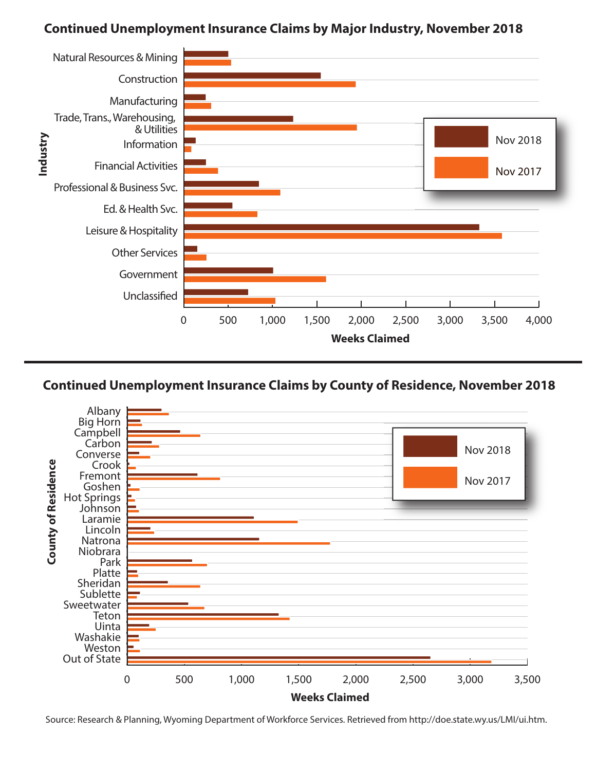## Continued Unemployment Insurance Claims by Major Industry, November 2018

Industry

Natural Resources & Mining
Construction
Manufacturing
Trade, Trans., Warehousing, & Utilities
Information
Financial Activities
Professional & Business Svc.
Ed. & Health Svc.
Leisure & Hospitality
Other Services
Government
Unclassified

Nov 2018
Nov 2017

0 500 1,000 1,500 2,000 2,500 3,000 3,500 4,000

Weeks Claimed

## Continued Unemployment Insurance Claims by County of Residence, November 2018

County of Residence

Albany
Big Horn
Campbell
Carbon
Converse
Crook
Fremont
Goshen
Hot Springs
Johnson
Laramie
Lincoln
Natrona
Niobrara
Park
Platte
Sheridan
Sublette
Sweetwater
Teton
Uinta
Washakie
Weston
Out of State

Nov 2018
Nov 2017

0 500 1,000 1,500 2,000 2,500 3,000 3,500

Weeks Claimed

Source: Research & Planning, Wyoming Department of Workforce Services. Retrieved from http://doe.state.wy.us/LMI/ui.htm.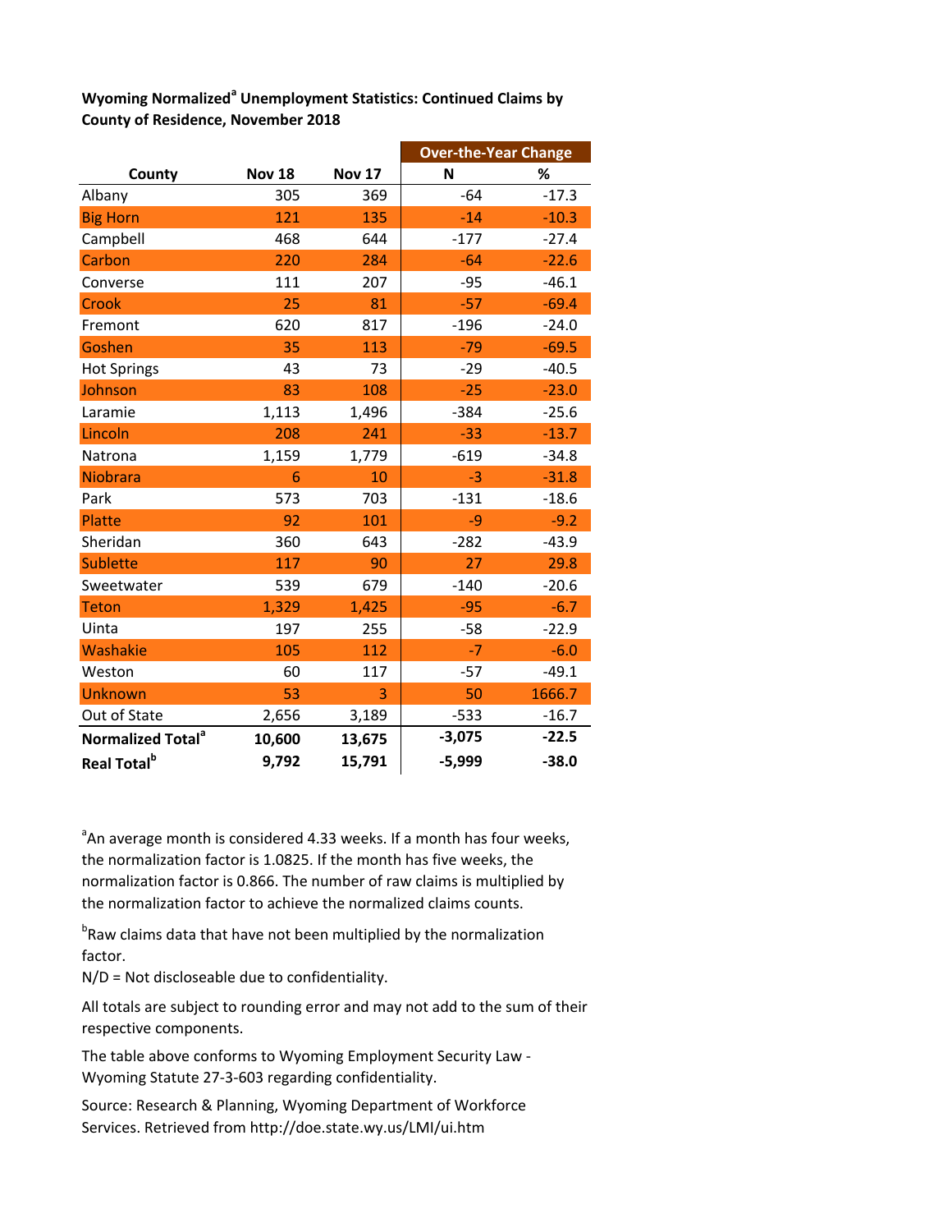**Wyoming Normalized[a] Unemployment Statistics: Continued Claims by County of Residence, November 2018**

| | | | Over-the-Year Change | |
|---|---|---|---|---|
| County | Nov 18 | Nov 17 | N | % |
| Albany | 305 | 369 | -64 | -17.3 |
| Big Horn | 121 | 135 | -14 | -10.3 |
| Campbell | 468 | 644 | -177 | -27.4 |
| Carbon | 220 | 284 | -64 | -22.6 |
| Converse | 111 | 207 | -95 | -46.1 |
| Crook | 25 | 81 | -57 | -69.4 |
| Fremont | 620 | 817 | -196 | -24.0 |
| Goshen | 35 | 113 | -79 | -69.5 |
| Hot Springs | 43 | 73 | -29 | -40.5 |
| Johnson | 83 | 108 | -25 | -23.0 |
| Laramie | 1,113 | 1,496 | -384 | -25.6 |
| Lincoln | 208 | 241 | -33 | -13.7 |
| Natrona | 1,159 | 1,779 | -619 | -34.8 |
| Niobrara | 6 | 10 | -3 | -31.8 |
| Park | 573 | 703 | -131 | -18.6 |
| Platte | 92 | 101 | -9 | -9.2 |
| Sheridan | 360 | 643 | -282 | -43.9 |
| Sublette | 117 | 90 | 27 | 29.8 |
| Sweetwater | 539 | 679 | -140 | -20.6 |
| Teton | 1,329 | 1,425 | -95 | -6.7 |
| Uinta | 197 | 255 | -58 | -22.9 |
| Washakie | 105 | 112 | -7 | -6.0 |
| Weston | 60 | 117 | -57 | -49.1 |
| Unknown | 53 | 3 | 50 | 1666.7 |
| Out of State | 2,656 | 3,189 | -533 | -16.7 |
| **Normalized Total[a]** | **10,600** | **13,675** | **-3,075** | **-22.5** |
| **Real Total[b]** | **9,792** | **15,791** | **-5,999** | **-38.0** |

[a]An average month is considered 4.33 weeks. If a month has four weeks, the normalization factor is 1.0825. If the month has five weeks, the normalization factor is 0.866. The number of raw claims is multiplied by the normalization factor to achieve the normalized claims counts.

[b]Raw claims data that have not been multiplied by the normalization factor.

N/D = Not discloseable due to confidentiality.

All totals are subject to rounding error and may not add to the sum of their respective components.

The table above conforms to Wyoming Employment Security Law - Wyoming Statute 27-3-603 regarding confidentiality.

Source: Research & Planning, Wyoming Department of Workforce Services. Retrieved from http://doe.state.wy.us/LMI/ui.htm